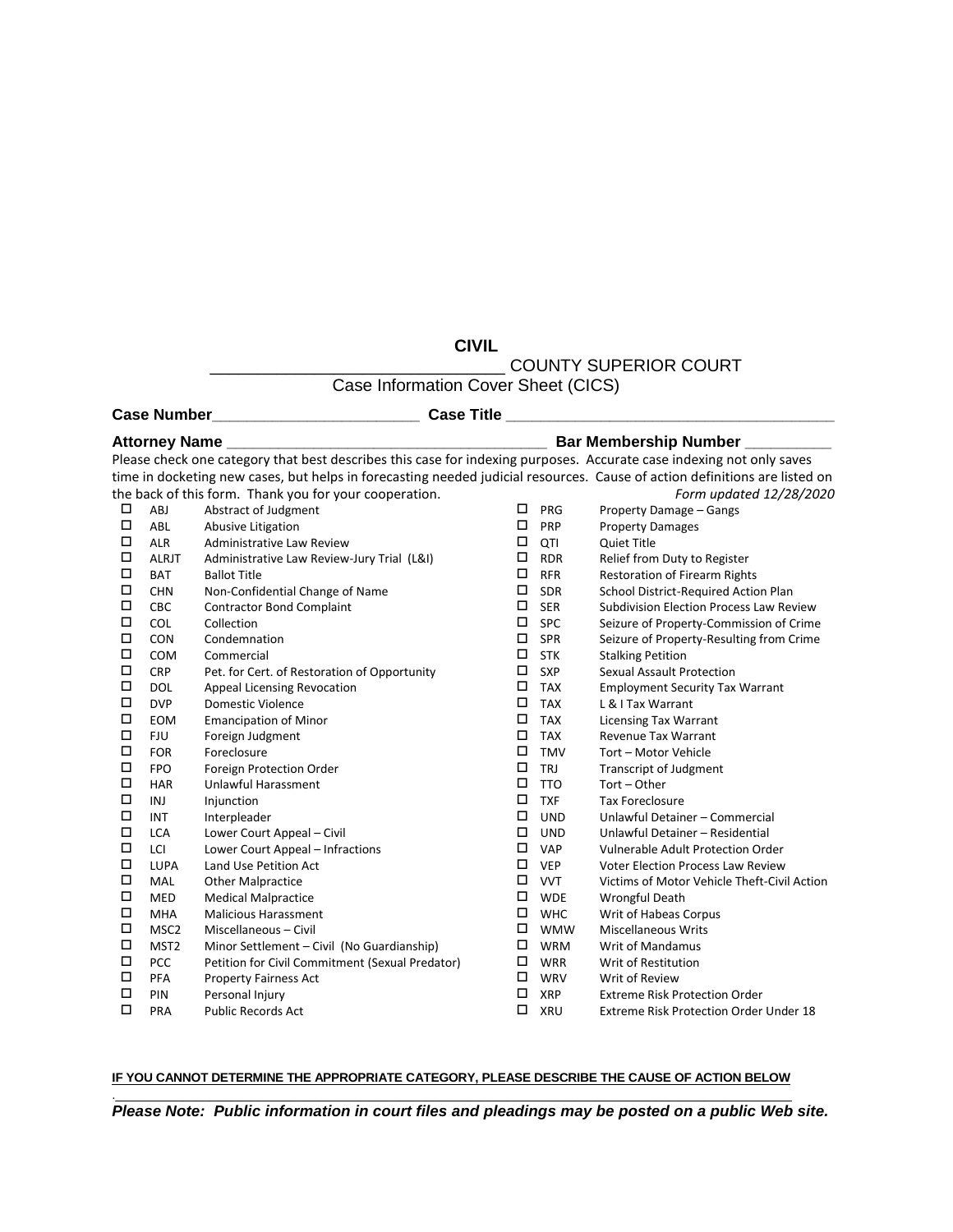# CIVIL

## _______________________________ COUNTY SUPERIOR COURT

## Case Information Cover Sheet (CICS)

**Case Number**________________________ **Case Title** ______________________________________

**Attorney Name** ______________________________________ **Bar Membership Number** __________

Please check one category that best describes this case for indexing purposes. Accurate case indexing not only saves time in docketing new cases, but helps in forecasting needed judicial resources. Cause of action definitions are listed on the back of this form. Thank you for your cooperation. *Form updated 12/28/2020*

| | Code | Description | | Code | Description |
|---|---|---|---|---|---|
| ☐ | ABJ | Abstract of Judgment | ☐ | PRG | Property Damage – Gangs |
| ☐ | ABL | Abusive Litigation | ☐ | PRP | Property Damages |
| ☐ | ALR | Administrative Law Review | ☐ | QTI | Quiet Title |
| ☐ | ALRJT | Administrative Law Review-Jury Trial (L&I) | ☐ | RDR | Relief from Duty to Register |
| ☐ | BAT | Ballot Title | ☐ | RFR | Restoration of Firearm Rights |
| ☐ | CHN | Non-Confidential Change of Name | ☐ | SDR | School District-Required Action Plan |
| ☐ | CBC | Contractor Bond Complaint | ☐ | SER | Subdivision Election Process Law Review |
| ☐ | COL | Collection | ☐ | SPC | Seizure of Property-Commission of Crime |
| ☐ | CON | Condemnation | ☐ | SPR | Seizure of Property-Resulting from Crime |
| ☐ | COM | Commercial | ☐ | STK | Stalking Petition |
| ☐ | CRP | Pet. for Cert. of Restoration of Opportunity | ☐ | SXP | Sexual Assault Protection |
| ☐ | DOL | Appeal Licensing Revocation | ☐ | TAX | Employment Security Tax Warrant |
| ☐ | DVP | Domestic Violence | ☐ | TAX | L & I Tax Warrant |
| ☐ | EOM | Emancipation of Minor | ☐ | TAX | Licensing Tax Warrant |
| ☐ | FJU | Foreign Judgment | ☐ | TAX | Revenue Tax Warrant |
| ☐ | FOR | Foreclosure | ☐ | TMV | Tort – Motor Vehicle |
| ☐ | FPO | Foreign Protection Order | ☐ | TRJ | Transcript of Judgment |
| ☐ | HAR | Unlawful Harassment | ☐ | TTO | Tort – Other |
| ☐ | INJ | Injunction | ☐ | TXF | Tax Foreclosure |
| ☐ | INT | Interpleader | ☐ | UND | Unlawful Detainer – Commercial |
| ☐ | LCA | Lower Court Appeal – Civil | ☐ | UND | Unlawful Detainer – Residential |
| ☐ | LCI | Lower Court Appeal – Infractions | ☐ | VAP | Vulnerable Adult Protection Order |
| ☐ | LUPA | Land Use Petition Act | ☐ | VEP | Voter Election Process Law Review |
| ☐ | MAL | Other Malpractice | ☐ | VVT | Victims of Motor Vehicle Theft-Civil Action |
| ☐ | MED | Medical Malpractice | ☐ | WDE | Wrongful Death |
| ☐ | MHA | Malicious Harassment | ☐ | WHC | Writ of Habeas Corpus |
| ☐ | MSC2 | Miscellaneous – Civil | ☐ | WMW | Miscellaneous Writs |
| ☐ | MST2 | Minor Settlement – Civil (No Guardianship) | ☐ | WRM | Writ of Mandamus |
| ☐ | PCC | Petition for Civil Commitment (Sexual Predator) | ☐ | WRR | Writ of Restitution |
| ☐ | PFA | Property Fairness Act | ☐ | WRV | Writ of Review |
| ☐ | PIN | Personal Injury | ☐ | XRP | Extreme Risk Protection Order |
| ☐ | PRA | Public Records Act | ☐ | XRU | Extreme Risk Protection Order Under 18 |

**IF YOU CANNOT DETERMINE THE APPROPRIATE CATEGORY, PLEASE DESCRIBE THE CAUSE OF ACTION BELOW**

.______________________________________________________________________________

***Please Note: Public information in court files and pleadings may be posted on a public Web site.***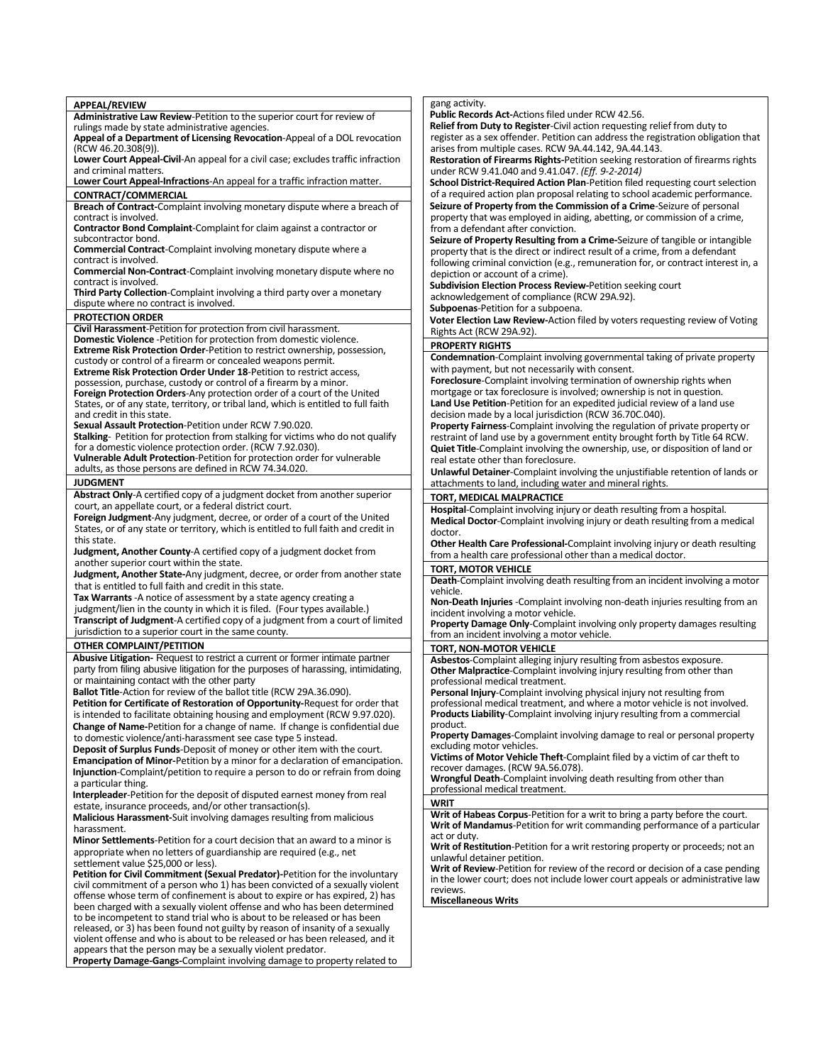## APPEAL/REVIEW

**Administrative Law Review**-Petition to the superior court for review of rulings made by state administrative agencies.
**Appeal of a Department of Licensing Revocation**-Appeal of a DOL revocation (RCW 46.20.308(9)).
**Lower Court Appeal-Civil**-An appeal for a civil case; excludes traffic infraction and criminal matters.
**Lower Court Appeal-Infractions**-An appeal for a traffic infraction matter.

## CONTRACT/COMMERCIAL

**Breach of Contract**-Complaint involving monetary dispute where a breach of contract is involved.
**Contractor Bond Complaint**-Complaint for claim against a contractor or subcontractor bond.
**Commercial Contract**-Complaint involving monetary dispute where a contract is involved.
**Commercial Non-Contract**-Complaint involving monetary dispute where no contract is involved.
**Third Party Collection**-Complaint involving a third party over a monetary dispute where no contract is involved.

## PROTECTION ORDER

**Civil Harassment**-Petition for protection from civil harassment.
**Domestic Violence** -Petition for protection from domestic violence.
**Extreme Risk Protection Order**-Petition to restrict ownership, possession, custody or control of a firearm or concealed weapons permit.
**Extreme Risk Protection Order Under 18**-Petition to restrict access, possession, purchase, custody or control of a firearm by a minor.
**Foreign Protection Orders**-Any protection order of a court of the United States, or of any state, territory, or tribal land, which is entitled to full faith and credit in this state.
**Sexual Assault Protection**-Petition under RCW 7.90.020.
**Stalking**- Petition for protection from stalking for victims who do not qualify for a domestic violence protection order. (RCW 7.92.030).
**Vulnerable Adult Protection**-Petition for protection order for vulnerable adults, as those persons are defined in RCW 74.34.020.

## JUDGMENT

**Abstract Only**-A certified copy of a judgment docket from another superior court, an appellate court, or a federal district court.
**Foreign Judgment**-Any judgment, decree, or order of a court of the United States, or of any state or territory, which is entitled to full faith and credit in this state.
**Judgment, Another County**-A certified copy of a judgment docket from another superior court within the state.
**Judgment, Another State-**Any judgment, decree, or order from another state that is entitled to full faith and credit in this state.
**Tax Warrants** -A notice of assessment by a state agency creating a judgment/lien in the county in which it is filed. (Four types available.)
**Transcript of Judgment**-A certified copy of a judgment from a court of limited jurisdiction to a superior court in the same county.

## OTHER COMPLAINT/PETITION

**Abusive Litigation-** Request to restrict a current or former intimate partner party from filing abusive litigation for the purposes of harassing, intimidating, or maintaining contact with the other party
**Ballot Title**-Action for review of the ballot title (RCW 29A.36.090).
**Petition for Certificate of Restoration of Opportunity-**Request for order that is intended to facilitate obtaining housing and employment (RCW 9.97.020).
**Change of Name-**Petition for a change of name. If change is confidential due to domestic violence/anti-harassment see case type 5 instead.
**Deposit of Surplus Funds**-Deposit of money or other item with the court.
**Emancipation of Minor-**Petition by a minor for a declaration of emancipation.
**Injunction**-Complaint/petition to require a person to do or refrain from doing a particular thing.
**Interpleader**-Petition for the deposit of disputed earnest money from real estate, insurance proceeds, and/or other transaction(s).
**Malicious Harassment-**Suit involving damages resulting from malicious harassment.
**Minor Settlements**-Petition for a court decision that an award to a minor is appropriate when no letters of guardianship are required (e.g., net settlement value $25,000 or less).
**Petition for Civil Commitment (Sexual Predator)-**Petition for the involuntary civil commitment of a person who 1) has been convicted of a sexually violent offense whose term of confinement is about to expire or has expired, 2) has been charged with a sexually violent offense and who has been determined to be incompetent to stand trial who is about to be released or has been released, or 3) has been found not guilty by reason of insanity of a sexually violent offense and who is about to be released or has been released, and it appears that the person may be a sexually violent predator.
**Property Damage-Gangs-**Complaint involving damage to property related to gang activity.
**Public Records Act-**Actions filed under RCW 42.56.
**Relief from Duty to Register**-Civil action requesting relief from duty to register as a sex offender. Petition can address the registration obligation that arises from multiple cases. RCW 9A.44.142, 9A.44.143.
**Restoration of Firearms Rights-**Petition seeking restoration of firearms rights under RCW 9.41.040 and 9.41.047. *(Eff. 9-2-2014)*
**School District-Required Action Plan**-Petition filed requesting court selection of a required action plan proposal relating to school academic performance.
**Seizure of Property from the Commission of a Crime**-Seizure of personal property that was employed in aiding, abetting, or commission of a crime, from a defendant after conviction.
**Seizure of Property Resulting from a Crime-**Seizure of tangible or intangible property that is the direct or indirect result of a crime, from a defendant following criminal conviction (e.g., remuneration for, or contract interest in, a depiction or account of a crime).
**Subdivision Election Process Review-**Petition seeking court acknowledgement of compliance (RCW 29A.92).
**Subpoenas**-Petition for a subpoena.
**Voter Election Law Review-**Action filed by voters requesting review of Voting Rights Act (RCW 29A.92).

## PROPERTY RIGHTS

**Condemnation**-Complaint involving governmental taking of private property with payment, but not necessarily with consent.
**Foreclosure**-Complaint involving termination of ownership rights when mortgage or tax foreclosure is involved; ownership is not in question.
**Land Use Petition**-Petition for an expedited judicial review of a land use decision made by a local jurisdiction (RCW 36.70C.040).
**Property Fairness**-Complaint involving the regulation of private property or restraint of land use by a government entity brought forth by Title 64 RCW.
**Quiet Title**-Complaint involving the ownership, use, or disposition of land or real estate other than foreclosure.
**Unlawful Detainer**-Complaint involving the unjustifiable retention of lands or attachments to land, including water and mineral rights.

## TORT, MEDICAL MALPRACTICE

**Hospital**-Complaint involving injury or death resulting from a hospital.
**Medical Doctor**-Complaint involving injury or death resulting from a medical doctor.
**Other Health Care Professional-**Complaint involving injury or death resulting from a health care professional other than a medical doctor.

## TORT, MOTOR VEHICLE

**Death**-Complaint involving death resulting from an incident involving a motor vehicle.
**Non-Death Injuries** -Complaint involving non-death injuries resulting from an incident involving a motor vehicle.
**Property Damage Only**-Complaint involving only property damages resulting from an incident involving a motor vehicle.

## TORT, NON-MOTOR VEHICLE

**Asbestos**-Complaint alleging injury resulting from asbestos exposure.
**Other Malpractice**-Complaint involving injury resulting from other than professional medical treatment.
**Personal Injury**-Complaint involving physical injury not resulting from professional medical treatment, and where a motor vehicle is not involved.
**Products Liability**-Complaint involving injury resulting from a commercial product.
**Property Damages**-Complaint involving damage to real or personal property excluding motor vehicles.
**Victims of Motor Vehicle Theft**-Complaint filed by a victim of car theft to recover damages. (RCW 9A.56.078).
**Wrongful Death**-Complaint involving death resulting from other than professional medical treatment.

## WRIT

**Writ of Habeas Corpus**-Petition for a writ to bring a party before the court.
**Writ of Mandamus**-Petition for writ commanding performance of a particular act or duty.
**Writ of Restitution**-Petition for a writ restoring property or proceeds; not an unlawful detainer petition.
**Writ of Review**-Petition for review of the record or decision of a case pending in the lower court; does not include lower court appeals or administrative law reviews.
**Miscellaneous Writs**